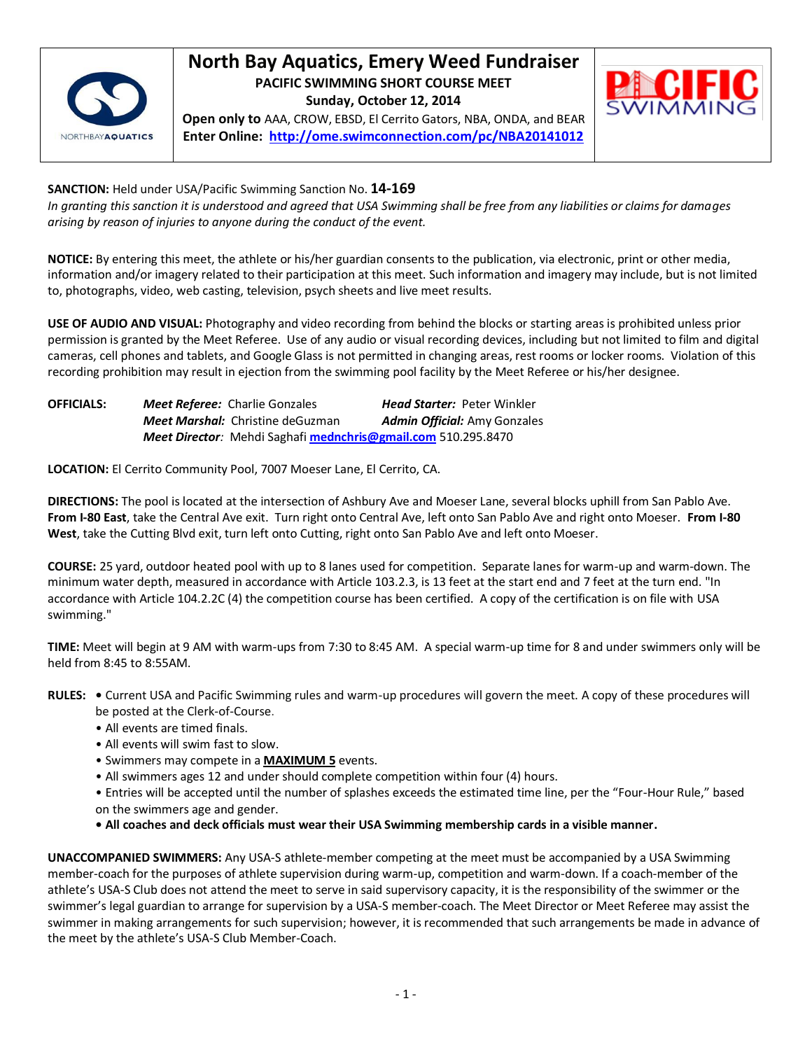# North Bay Aquatics, Emery Weed Fundraiser

**PACIFIC SWIMMING SHORT COURSE MEET**

**Sunday, October 12, 2014**

**Open only to** AAA, CROW, EBSD, El Cerrito Gators, NBA, ONDA, and BEAR

**Enter Online: http://ome.swimconnection.com/pc/NBA20141012**

**SANCTION:** Held under USA/Pacific Swimming Sanction No. **14-169**
*In granting this sanction it is understood and agreed that USA Swimming shall be free from any liabilities or claims for damages arising by reason of injuries to anyone during the conduct of the event.*

**NOTICE:** By entering this meet, the athlete or his/her guardian consents to the publication, via electronic, print or other media, information and/or imagery related to their participation at this meet. Such information and imagery may include, but is not limited to, photographs, video, web casting, television, psych sheets and live meet results.

**USE OF AUDIO AND VISUAL:** Photography and video recording from behind the blocks or starting areas is prohibited unless prior permission is granted by the Meet Referee. Use of any audio or visual recording devices, including but not limited to film and digital cameras, cell phones and tablets, and Google Glass is not permitted in changing areas, rest rooms or locker rooms. Violation of this recording prohibition may result in ejection from the swimming pool facility by the Meet Referee or his/her designee.

**OFFICIALS:**
***Meet Referee:*** Charlie Gonzales — ***Head Starter:*** Peter Winkler
***Meet Marshal:*** Christine deGuzman — ***Admin Official:*** Amy Gonzales
***Meet Director:*** Mehdi Saghafi mednchris@gmail.com 510.295.8470

**LOCATION:** El Cerrito Community Pool, 7007 Moeser Lane, El Cerrito, CA.

**DIRECTIONS:** The pool is located at the intersection of Ashbury Ave and Moeser Lane, several blocks uphill from San Pablo Ave. **From I-80 East**, take the Central Ave exit. Turn right onto Central Ave, left onto San Pablo Ave and right onto Moeser. **From I-80 West**, take the Cutting Blvd exit, turn left onto Cutting, right onto San Pablo Ave and left onto Moeser.

**COURSE:** 25 yard, outdoor heated pool with up to 8 lanes used for competition. Separate lanes for warm-up and warm-down. The minimum water depth, measured in accordance with Article 103.2.3, is 13 feet at the start end and 7 feet at the turn end. "In accordance with Article 104.2.2C (4) the competition course has been certified. A copy of the certification is on file with USA swimming."

**TIME:** Meet will begin at 9 AM with warm-ups from 7:30 to 8:45 AM. A special warm-up time for 8 and under swimmers only will be held from 8:45 to 8:55AM.

**RULES:**
- Current USA and Pacific Swimming rules and warm-up procedures will govern the meet. A copy of these procedures will be posted at the Clerk-of-Course.
- All events are timed finals.
- All events will swim fast to slow.
- Swimmers may compete in a **MAXIMUM 5** events.
- All swimmers ages 12 and under should complete competition within four (4) hours.
- Entries will be accepted until the number of splashes exceeds the estimated time line, per the "Four-Hour Rule," based on the swimmers age and gender.
- **All coaches and deck officials must wear their USA Swimming membership cards in a visible manner.**

**UNACCOMPANIED SWIMMERS:** Any USA-S athlete-member competing at the meet must be accompanied by a USA Swimming member-coach for the purposes of athlete supervision during warm-up, competition and warm-down. If a coach-member of the athlete's USA-S Club does not attend the meet to serve in said supervisory capacity, it is the responsibility of the swimmer or the swimmer's legal guardian to arrange for supervision by a USA-S member-coach. The Meet Director or Meet Referee may assist the swimmer in making arrangements for such supervision; however, it is recommended that such arrangements be made in advance of the meet by the athlete's USA-S Club Member-Coach.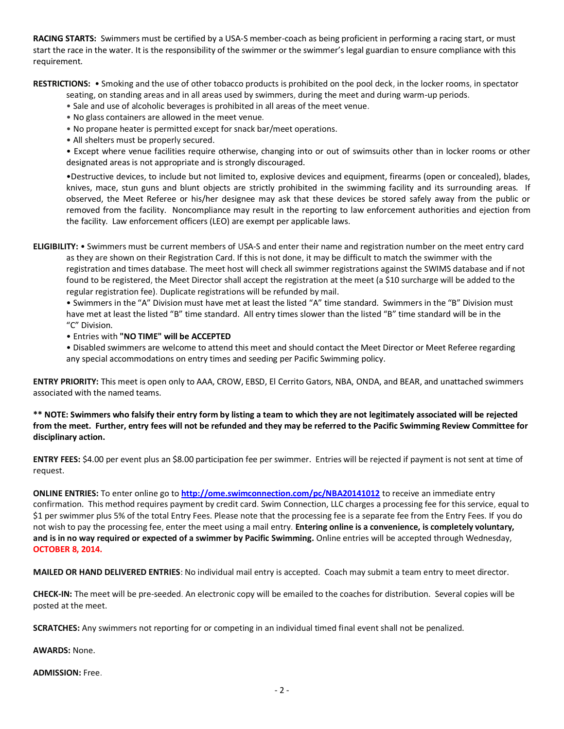**RACING STARTS:** Swimmers must be certified by a USA-S member-coach as being proficient in performing a racing start, or must start the race in the water. It is the responsibility of the swimmer or the swimmer's legal guardian to ensure compliance with this requirement.

**RESTRICTIONS:** • Smoking and the use of other tobacco products is prohibited on the pool deck, in the locker rooms, in spectator seating, on standing areas and in all areas used by swimmers, during the meet and during warm-up periods.

- Sale and use of alcoholic beverages is prohibited in all areas of the meet venue.
- No glass containers are allowed in the meet venue.
- No propane heater is permitted except for snack bar/meet operations.
- All shelters must be properly secured.
- Except where venue facilities require otherwise, changing into or out of swimsuits other than in locker rooms or other designated areas is not appropriate and is strongly discouraged.
- Destructive devices, to include but not limited to, explosive devices and equipment, firearms (open or concealed), blades, knives, mace, stun guns and blunt objects are strictly prohibited in the swimming facility and its surrounding areas. If observed, the Meet Referee or his/her designee may ask that these devices be stored safely away from the public or removed from the facility. Noncompliance may result in the reporting to law enforcement authorities and ejection from the facility. Law enforcement officers (LEO) are exempt per applicable laws.

**ELIGIBILITY:** • Swimmers must be current members of USA-S and enter their name and registration number on the meet entry card as they are shown on their Registration Card. If this is not done, it may be difficult to match the swimmer with the registration and times database. The meet host will check all swimmer registrations against the SWIMS database and if not found to be registered, the Meet Director shall accept the registration at the meet (a $10 surcharge will be added to the regular registration fee). Duplicate registrations will be refunded by mail.

- Swimmers in the "A" Division must have met at least the listed "A" time standard. Swimmers in the "B" Division must have met at least the listed "B" time standard. All entry times slower than the listed "B" time standard will be in the "C" Division.
- Entries with **"NO TIME" will be ACCEPTED**
- Disabled swimmers are welcome to attend this meet and should contact the Meet Director or Meet Referee regarding any special accommodations on entry times and seeding per Pacific Swimming policy.

**ENTRY PRIORITY:** This meet is open only to AAA, CROW, EBSD, El Cerrito Gators, NBA, ONDA, and BEAR, and unattached swimmers associated with the named teams.

**** NOTE: Swimmers who falsify their entry form by listing a team to which they are not legitimately associated will be rejected from the meet. Further, entry fees will not be refunded and they may be referred to the Pacific Swimming Review Committee for disciplinary action.**

**ENTRY FEES:** $4.00 per event plus an $8.00 participation fee per swimmer. Entries will be rejected if payment is not sent at time of request.

**ONLINE ENTRIES:** To enter online go to [http://ome.swimconnection.com/pc/NBA20141012](http://ome.swimconnection.com/pc/NBA20141012) to receive an immediate entry confirmation. This method requires payment by credit card. Swim Connection, LLC charges a processing fee for this service, equal to $1 per swimmer plus 5% of the total Entry Fees. Please note that the processing fee is a separate fee from the Entry Fees. If you do not wish to pay the processing fee, enter the meet using a mail entry. **Entering online is a convenience, is completely voluntary, and is in no way required or expected of a swimmer by Pacific Swimming.** Online entries will be accepted through Wednesday, **OCTOBER 8, 2014.**

**MAILED OR HAND DELIVERED ENTRIES**: No individual mail entry is accepted. Coach may submit a team entry to meet director.

**CHECK-IN:** The meet will be pre-seeded. An electronic copy will be emailed to the coaches for distribution. Several copies will be posted at the meet.

**SCRATCHES:** Any swimmers not reporting for or competing in an individual timed final event shall not be penalized.

**AWARDS:** None.

**ADMISSION:** Free.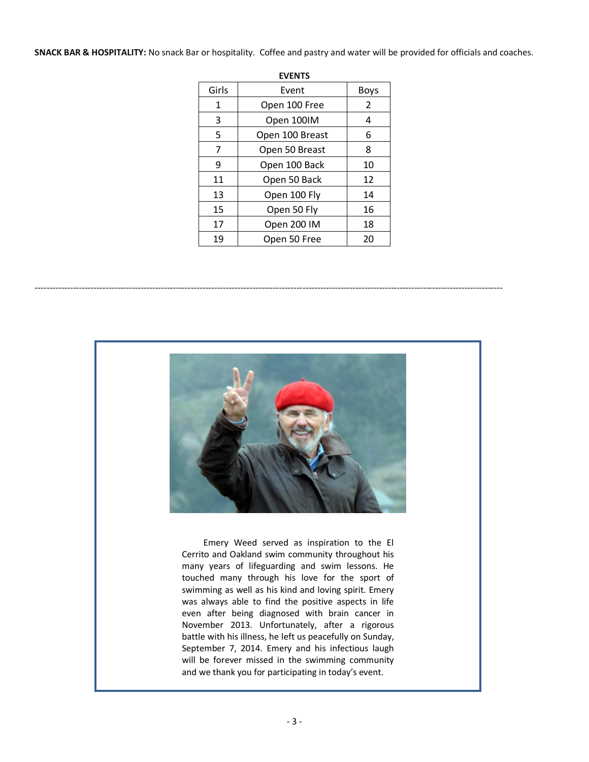**SNACK BAR & HOSPITALITY:** No snack Bar or hospitality. Coffee and pastry and water will be provided for officials and coaches.

**EVENTS**

| Girls | Event | Boys |
|---|---|---|
| 1 | Open 100 Free | 2 |
| 3 | Open 100IM | 4 |
| 5 | Open 100 Breast | 6 |
| 7 | Open 50 Breast | 8 |
| 9 | Open 100 Back | 10 |
| 11 | Open 50 Back | 12 |
| 13 | Open 100 Fly | 14 |
| 15 | Open 50 Fly | 16 |
| 17 | Open 200 IM | 18 |
| 19 | Open 50 Free | 20 |

---

Emery Weed served as inspiration to the El Cerrito and Oakland swim community throughout his many years of lifeguarding and swim lessons. He touched many through his love for the sport of swimming as well as his kind and loving spirit. Emery was always able to find the positive aspects in life even after being diagnosed with brain cancer in November 2013. Unfortunately, after a rigorous battle with his illness, he left us peacefully on Sunday, September 7, 2014. Emery and his infectious laugh will be forever missed in the swimming community and we thank you for participating in today's event.